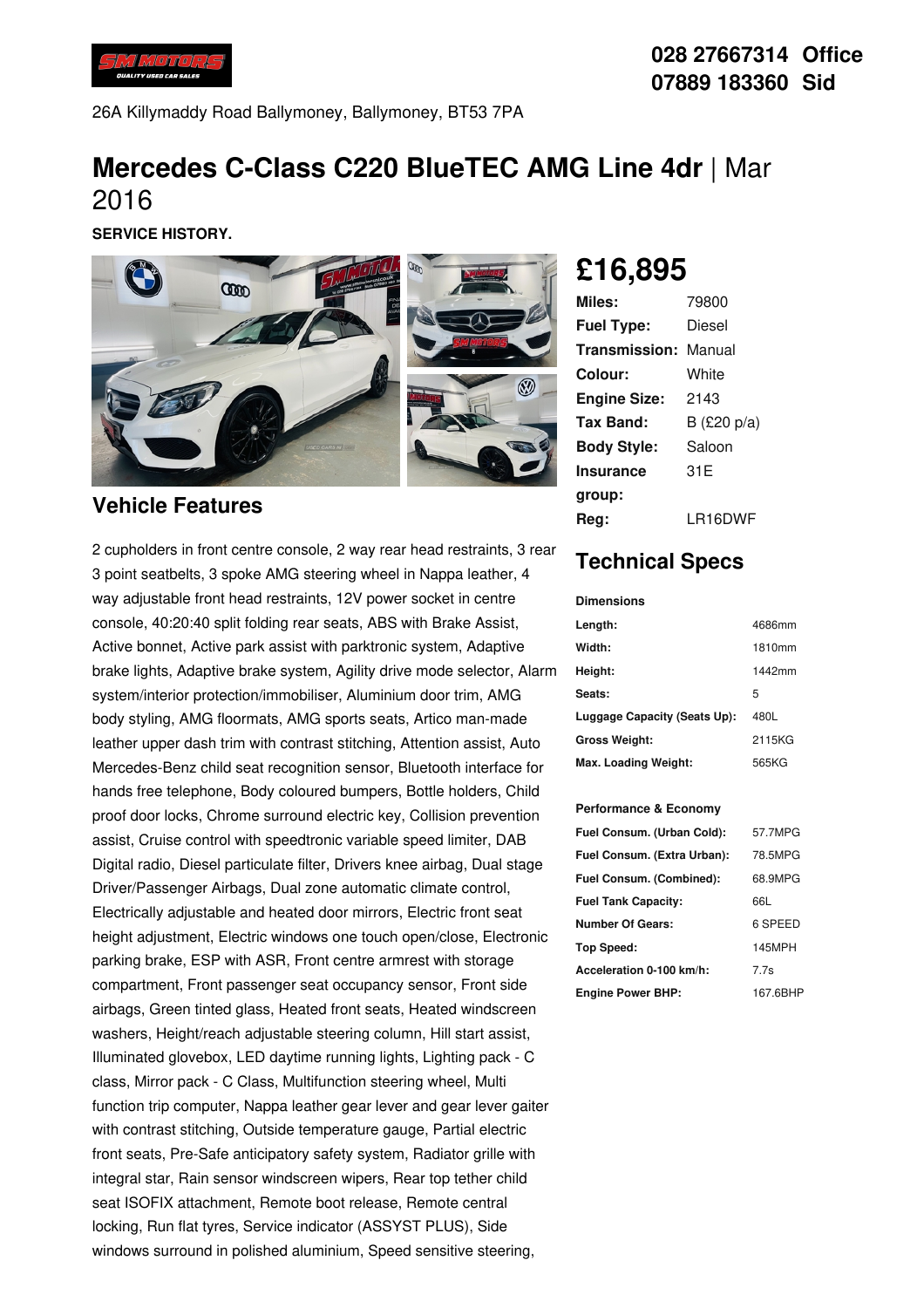028 27667314 Office
07889 183360 Sid

26A Killymaddy Road Ballymoney, Ballymoney, BT53 7PA

# Mercedes C-Class C220 BlueTEC AMG Line 4dr | Mar 2016

**SERVICE HISTORY.**

## £16,895

| | |
|---|---|
| **Miles:** | 79800 |
| **Fuel Type:** | Diesel |
| **Transmission:** | Manual |
| **Colour:** | White |
| **Engine Size:** | 2143 |
| **Tax Band:** | B (£20 p/a) |
| **Body Style:** | Saloon |
| **Insurance group:** | 31E |
| **Reg:** | LR16DWF |

## Vehicle Features

2 cupholders in front centre console, 2 way rear head restraints, 3 rear 3 point seatbelts, 3 spoke AMG steering wheel in Nappa leather, 4 way adjustable front head restraints, 12V power socket in centre console, 40:20:40 split folding rear seats, ABS with Brake Assist, Active bonnet, Active park assist with parktronic system, Adaptive brake lights, Adaptive brake system, Agility drive mode selector, Alarm system/interior protection/immobiliser, Aluminium door trim, AMG body styling, AMG floormats, AMG sports seats, Artico man-made leather upper dash trim with contrast stitching, Attention assist, Auto Mercedes-Benz child seat recognition sensor, Bluetooth interface for hands free telephone, Body coloured bumpers, Bottle holders, Child proof door locks, Chrome surround electric key, Collision prevention assist, Cruise control with speedtronic variable speed limiter, DAB Digital radio, Diesel particulate filter, Drivers knee airbag, Dual stage Driver/Passenger Airbags, Dual zone automatic climate control, Electrically adjustable and heated door mirrors, Electric front seat height adjustment, Electric windows one touch open/close, Electronic parking brake, ESP with ASR, Front centre armrest with storage compartment, Front passenger seat occupancy sensor, Front side airbags, Green tinted glass, Heated front seats, Heated windscreen washers, Height/reach adjustable steering column, Hill start assist, Illuminated glovebox, LED daytime running lights, Lighting pack - C class, Mirror pack - C Class, Multifunction steering wheel, Multi function trip computer, Nappa leather gear lever and gear lever gaiter with contrast stitching, Outside temperature gauge, Partial electric front seats, Pre-Safe anticipatory safety system, Radiator grille with integral star, Rain sensor windscreen wipers, Rear top tether child seat ISOFIX attachment, Remote boot release, Remote central locking, Run flat tyres, Service indicator (ASSYST PLUS), Side windows surround in polished aluminium, Speed sensitive steering,

## Technical Specs

**Dimensions**

| | |
|---|---|
| **Length:** | 4686mm |
| **Width:** | 1810mm |
| **Height:** | 1442mm |
| **Seats:** | 5 |
| **Luggage Capacity (Seats Up):** | 480L |
| **Gross Weight:** | 2115KG |
| **Max. Loading Weight:** | 565KG |

**Performance & Economy**

| | |
|---|---|
| **Fuel Consum. (Urban Cold):** | 57.7MPG |
| **Fuel Consum. (Extra Urban):** | 78.5MPG |
| **Fuel Consum. (Combined):** | 68.9MPG |
| **Fuel Tank Capacity:** | 66L |
| **Number Of Gears:** | 6 SPEED |
| **Top Speed:** | 145MPH |
| **Acceleration 0-100 km/h:** | 7.7s |
| **Engine Power BHP:** | 167.6BHP |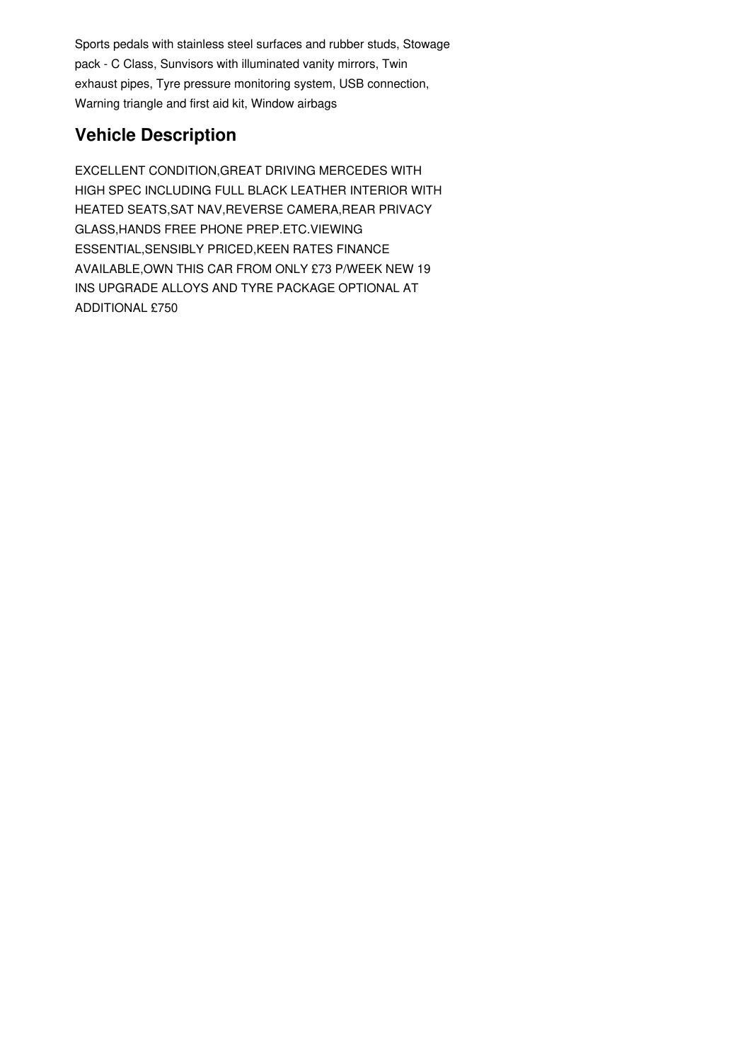Sports pedals with stainless steel surfaces and rubber studs, Stowage pack - C Class, Sunvisors with illuminated vanity mirrors, Twin exhaust pipes, Tyre pressure monitoring system, USB connection, Warning triangle and first aid kit, Window airbags

## Vehicle Description

EXCELLENT CONDITION,GREAT DRIVING MERCEDES WITH HIGH SPEC INCLUDING FULL BLACK LEATHER INTERIOR WITH HEATED SEATS,SAT NAV,REVERSE CAMERA,REAR PRIVACY GLASS,HANDS FREE PHONE PREP.ETC.VIEWING ESSENTIAL,SENSIBLY PRICED,KEEN RATES FINANCE AVAILABLE,OWN THIS CAR FROM ONLY £73 P/WEEK NEW 19 INS UPGRADE ALLOYS AND TYRE PACKAGE OPTIONAL AT ADDITIONAL £750